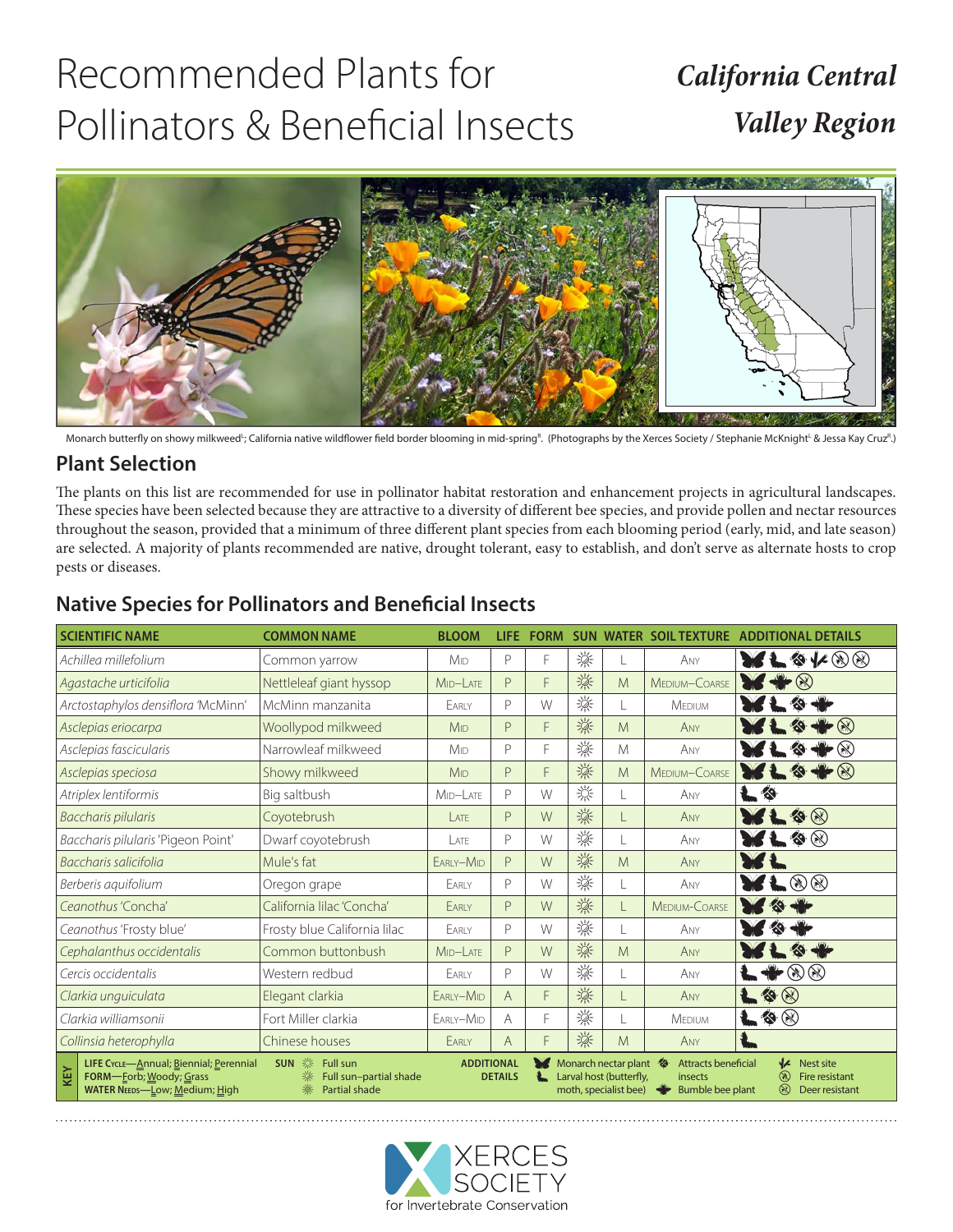# Recommended Plants for Pollinators & Beneficial Insects

## *California Central Valley Region*

Monarch butterfly on showy milkweed[L]; California native wildflower field border blooming in mid-spring[R]. (Photographs by the Xerces Society / Stephanie McKnight[L] & Jessa Kay Cruz[R].)

## Plant Selection

The plants on this list are recommended for use in pollinator habitat restoration and enhancement projects in agricultural landscapes. These species have been selected because they are attractive to a diversity of different bee species, and provide pollen and nectar resources throughout the season, provided that a minimum of three different plant species from each blooming period (early, mid, and late season) are selected. A majority of plants recommended are native, drought tolerant, easy to establish, and don't serve as alternate hosts to crop pests or diseases.

## Native Species for Pollinators and Beneficial Insects

| SCIENTIFIC NAME | COMMON NAME | BLOOM | LIFE | FORM | SUN | WATER | SOIL TEXTURE | ADDITIONAL DETAILS |
|---|---|---|---|---|---|---|---|---|
| *Achillea millefolium* | Common yarrow | Mid | P | F | Full sun | L | Any | Monarch nectar plant; Larval host; Attracts beneficial insects; Nest site; Fire resistant; Deer resistant |
| *Agastache urticifolia* | Nettleleaf giant hyssop | Mid–Late | P | F | Full sun–partial shade | M | Medium–Coarse | Monarch nectar plant; Bumble bee plant; Deer resistant |
| *Arctostaphylos densiflora* 'McMinn' | McMinn manzanita | Early | P | W | Full sun | L | Medium | Monarch nectar plant; Larval host; Attracts beneficial insects; Bumble bee plant |
| *Asclepias eriocarpa* | Woollypod milkweed | Mid | P | F | Full sun–partial shade | M | Any | Monarch nectar plant; Larval host; Attracts beneficial insects; Bumble bee plant; Deer resistant |
| *Asclepias fascicularis* | Narrowleaf milkweed | Mid | P | F | Full sun | M | Any | Monarch nectar plant; Larval host; Attracts beneficial insects; Bumble bee plant; Deer resistant |
| *Asclepias speciosa* | Showy milkweed | Mid | P | F | Full sun–partial shade | M | Medium–Coarse | Monarch nectar plant; Larval host; Attracts beneficial insects; Bumble bee plant; Deer resistant |
| *Atriplex lentiformis* | Big saltbush | Mid–Late | P | W | Full sun | L | Any | Larval host; Attracts beneficial insects |
| *Baccharis pilularis* | Coyotebrush | Late | P | W | Full sun–partial shade | L | Any | Monarch nectar plant; Larval host; Attracts beneficial insects; Deer resistant |
| *Baccharis pilularis* 'Pigeon Point' | Dwarf coyotebrush | Late | P | W | Full sun–partial shade | L | Any | Monarch nectar plant; Larval host; Attracts beneficial insects; Deer resistant |
| *Baccharis salicifolia* | Mule's fat | Early–Mid | P | W | Full sun–partial shade | M | Any | Monarch nectar plant; Larval host |
| *Berberis aquifolium* | Oregon grape | Early | P | W | Full sun–partial shade | L | Any | Monarch nectar plant; Larval host; Fire resistant; Deer resistant |
| *Ceanothus* 'Concha' | California lilac 'Concha' | Early | P | W | Full sun–partial shade | L | Medium–Coarse | Monarch nectar plant; Attracts beneficial insects; Bumble bee plant |
| *Ceanothus* 'Frosty blue' | Frosty blue California lilac | Early | P | W | Full sun–partial shade | L | Any | Monarch nectar plant; Attracts beneficial insects; Bumble bee plant |
| *Cephalanthus occidentalis* | Common buttonbush | Mid–Late | P | W | Full sun–partial shade | M | Any | Monarch nectar plant; Larval host; Attracts beneficial insects; Bumble bee plant |
| *Cercis occidentalis* | Western redbud | Early | P | W | Full sun–partial shade | L | Any | Larval host; Bumble bee plant; Fire resistant; Deer resistant |
| *Clarkia unguiculata* | Elegant clarkia | Early–Mid | A | F | Full sun–partial shade | L | Any | Larval host; Attracts beneficial insects; Deer resistant |
| *Clarkia williamsonii* | Fort Miller clarkia | Early–Mid | A | F | Full sun | L | Medium | Larval host; Attracts beneficial insects; Deer resistant |
| *Collinsia heterophylla* | Chinese houses | Early | A | F | Full sun–partial shade | M | Any | Larval host |

**KEY**

- **LIFE CYCLE**—Annual; Biennial; Perennial
- **FORM**—Forb; Woody; Grass
- **WATER NEEDS**—Low; Medium; High
- **SUN**: Full sun; Full sun–partial shade; Partial shade
- **ADDITIONAL DETAILS**: Monarch nectar plant; Larval host (butterfly, moth, specialist bee); Attracts beneficial insects; Bumble bee plant; Nest site; Fire resistant; Deer resistant

XERCES SOCIETY for Invertebrate Conservation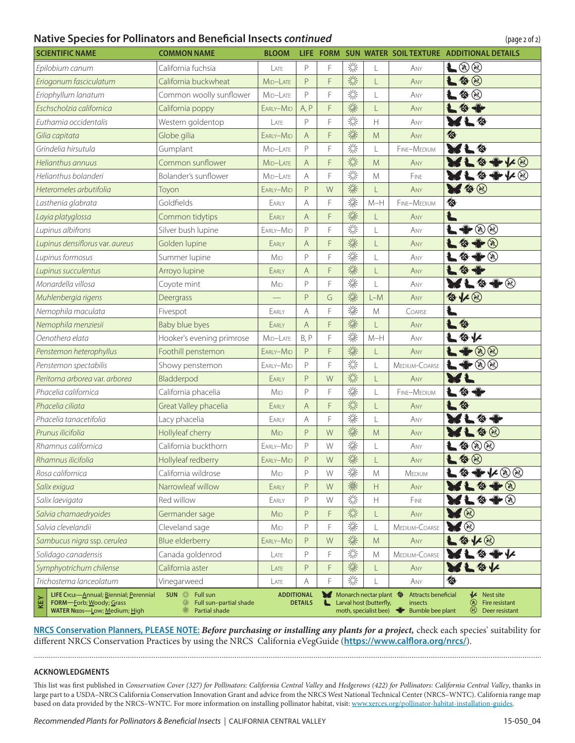## Native Species for Pollinators and Beneficial Insects *continued*

| SCIENTIFIC NAME | COMMON NAME | BLOOM | LIFE | FORM | SUN | WATER | SOIL TEXTURE | ADDITIONAL DETAILS |
|---|---|---|---|---|---|---|---|---|
| *Epilobium canum* | California fuchsia | Late | P | F | Full sun–partial shade | L | Any | Larval host; Fire resistant; Deer resistant |
| *Eriogonum fasciculatum* | California buckwheat | Mid–Late | P | F | Full sun–partial shade | L | Any | Larval host; Attracts beneficial insects; Deer resistant |
| *Eriophyllum lanatum* | Common woolly sunflower | Mid–Late | P | F | Full sun–partial shade | L | Any | Larval host; Attracts beneficial insects; Deer resistant |
| *Eschscholzia californica* | California poppy | Early–Mid | A, P | F | Full sun | L | Any | Larval host; Attracts beneficial insects; Bumble bee plant |
| *Euthamia occidentalis* | Western goldentop | Late | P | F | Full sun–partial shade | H | Any | Monarch nectar plant; Larval host; Attracts beneficial insects |
| *Gilia capitata* | Globe gilia | Early–Mid | A | F | Full sun | M | Any | Attracts beneficial insects |
| *Grindelia hirsutula* | Gumplant | Mid–Late | P | F | Full sun–partial shade | L | Fine–Medium | Monarch nectar plant; Larval host; Attracts beneficial insects |
| *Helianthus annuus* | Common sunflower | Mid–Late | A | F | Full sun–partial shade | M | Any | Monarch nectar plant; Larval host; Attracts beneficial insects; Bumble bee plant; Nest site; Deer resistant |
| *Helianthus bolanderi* | Bolander's sunflower | Mid–Late | A | F | Full sun–partial shade | M | Fine | Monarch nectar plant; Larval host; Attracts beneficial insects; Bumble bee plant; Nest site; Deer resistant |
| *Heteromeles arbutifolia* | Toyon | Early–Mid | P | W | Full sun | L | Any | Monarch nectar plant; Attracts beneficial insects; Deer resistant |
| *Lasthenia glabrata* | Goldfields | Early | A | F | Full sun | M–H | Fine–Medium | Attracts beneficial insects |
| *Layia platyglossa* | Common tidytips | Early | A | F | Full sun | L | Any | Larval host |
| *Lupinus albifrons* | Silver bush lupine | Early–Mid | P | F | Full sun–partial shade | L | Any | Larval host; Bumble bee plant; Fire resistant; Deer resistant |
| *Lupinus densiflorus* var. *aureus* | Golden lupine | Early | A | F | Full sun | L | Any | Larval host; Attracts beneficial insects; Bumble bee plant; Deer resistant |
| *Lupinus formosus* | Summer lupine | Mid | P | F | Full sun | L | Any | Larval host; Attracts beneficial insects; Bumble bee plant; Deer resistant |
| *Lupinus succulentus* | Arroyo lupine | Early | A | F | Full sun | L | Any | Larval host; Attracts beneficial insects; Bumble bee plant |
| *Monardella villosa* | Coyote mint | Mid | P | F | Full sun | L | Any | Monarch nectar plant; Larval host; Attracts beneficial insects; Bumble bee plant; Deer resistant |
| *Muhlenbergia rigens* | Deergrass | — | P | G | Full sun | L–M | Any | Attracts beneficial insects; Nest site; Deer resistant |
| *Nemophila maculata* | Fivespot | Early | A | F | Full sun | M | Coarse | Larval host |
| *Nemophila menziesii* | Baby blue eyes | Early | A | F | Full sun | L | Any | Larval host; Attracts beneficial insects |
| *Oenothera elata* | Hooker's evening primrose | Mid–Late | B, P | F | Full sun | M–H | Any | Larval host; Attracts beneficial insects; Nest site |
| *Penstemon heterophyllus* | Foothill penstemon | Early–Mid | P | F | Full sun | L | Any | Larval host; Bumble bee plant; Fire resistant; Deer resistant |
| *Penstemon spectabilis* | Showy penstemon | Early–Mid | P | F | Full sun–partial shade | L | Medium–Coarse | Larval host; Bumble bee plant; Fire resistant; Deer resistant |
| *Peritoma arborea* var. *arborea* | Bladderpod | Early | P | W | Full sun–partial shade | L | Any | Monarch nectar plant; Larval host |
| *Phacelia californica* | California phacelia | Mid | P | F | Full sun | L | Fine–Medium | Larval host; Attracts beneficial insects; Bumble bee plant |
| *Phacelia ciliata* | Great Valley phacelia | Early | A | F | Full sun–partial shade | L | Any | Larval host; Attracts beneficial insects |
| *Phacelia tanacetifolia* | Lacy phacelia | Early | A | F | Full sun–partial shade | L | Any | Monarch nectar plant; Larval host; Attracts beneficial insects; Bumble bee plant |
| *Prunus ilicifolia* | Hollyleaf cherry | Mid | P | W | Full sun | M | Any | Monarch nectar plant; Larval host; Attracts beneficial insects; Deer resistant |
| *Rhamnus californica* | California buckthorn | Early–Mid | P | W | Full sun | L | Any | Larval host; Attracts beneficial insects; Fire resistant; Deer resistant |
| *Rhamnus ilicifolia* | Hollyleaf redberry | Early–Mid | P | W | Full sun | L | Any | Larval host; Attracts beneficial insects; Deer resistant |
| *Rosa californica* | California wildrose | Mid | P | W | Full sun | M | Medium | Larval host; Attracts beneficial insects; Bumble bee plant; Nest site; Fire resistant; Deer resistant |
| *Salix exigua* | Narrowleaf willow | Early | P | W | Partial shade | H | Any | Monarch nectar plant; Larval host; Attracts beneficial insects; Bumble bee plant; Fire resistant |
| *Salix laevigata* | Red willow | Early | P | W | Full sun–partial shade | H | Fine | Monarch nectar plant; Larval host; Attracts beneficial insects; Bumble bee plant; Fire resistant |
| *Salvia chamaedryoides* | Germander sage | Mid | P | F | Full sun–partial shade | L | Any | Monarch nectar plant; Deer resistant |
| *Salvia clevelandii* | Cleveland sage | Mid | P | F | Full sun | L | Medium–Coarse | Monarch nectar plant; Deer resistant |
| *Sambucus nigra* ssp. *cerulea* | Blue elderberry | Early–Mid | P | W | Full sun | M | Any | Larval host; Attracts beneficial insects; Nest site; Deer resistant |
| *Solidago canadensis* | Canada goldenrod | Late | P | F | Full sun–partial shade | M | Medium–Coarse | Monarch nectar plant; Larval host; Attracts beneficial insects; Bumble bee plant; Nest site |
| *Symphyotrichum chilense* | California aster | Late | P | F | Full sun | L | Any | Monarch nectar plant; Larval host; Attracts beneficial insects; Nest site |
| *Trichostema lanceolatum* | Vinegarweed | Late | A | F | Full sun–partial shade | L | Any | Attracts beneficial insects |

**KEY**

**LIFE CYCLE**—**A**nnual; **B**iennial; **P**erennial
**FORM**—**F**orb; **W**oody; **G**rass
**WATER NEEDS**—**L**ow; **M**edium; **H**igh

**SUN**: Full sun; Full sun–partial shade; Partial shade

**ADDITIONAL DETAILS**: Monarch nectar plant; Larval host (butterfly, moth, specialist bee); Attracts beneficial insects; Bumble bee plant; Nest site; Fire resistant; Deer resistant

**NRCS Conservation Planners, PLEASE NOTE:** ***Before purchasing or installing any plants for a project,*** check each species' suitability for different NRCS Conservation Practices by using the NRCS California eVegGuide (**https://www.calflora.org/nrcs/**).

### ACKNOWLEDGMENTS

This list was first published in *Conservation Cover (327) for Pollinators: California Central Valley* and *Hedgerows (422) for Pollinators: California Central Valley*, thanks in large part to a USDA–NRCS California Conservation Innovation Grant and advice from the NRCS West National Technical Center (NRCS–WNTC). California range map based on data provided by the NRCS–WNTC. For more information on installing pollinator habitat, visit: www.xerces.org/pollinator-habitat-installation-guides.